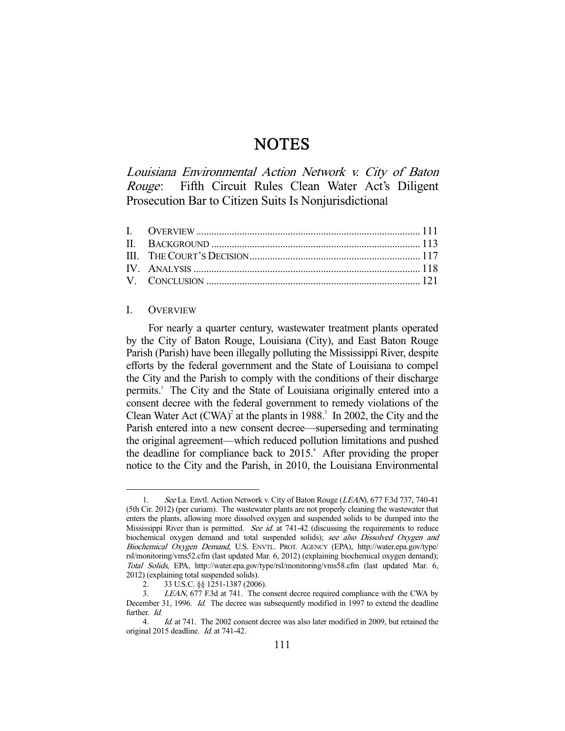# NOTES

## *Louisiana Environmental Action Network v. City of Baton Rouge*: Fifth Circuit Rules Clean Water Act's Diligent Prosecution Bar to Citizen Suits Is Nonjurisdictional

| | | |
|---|---|---|
| I. | OVERVIEW | 111 |
| II. | BACKGROUND | 113 |
| III. | THE COURT'S DECISION | 117 |
| IV. | ANALYSIS | 118 |
| V. | CONCLUSION | 121 |

### I. OVERVIEW

For nearly a quarter century, wastewater treatment plants operated by the City of Baton Rouge, Louisiana (City), and East Baton Rouge Parish (Parish) have been illegally polluting the Mississippi River, despite efforts by the federal government and the State of Louisiana to compel the City and the Parish to comply with the conditions of their discharge permits.[1] The City and the State of Louisiana originally entered into a consent decree with the federal government to remedy violations of the Clean Water Act (CWA)[2] at the plants in 1988.[3] In 2002, the City and the Parish entered into a new consent decree—superseding and terminating the original agreement—which reduced pollution limitations and pushed the deadline for compliance back to 2015.[4] After providing the proper notice to the City and the Parish, in 2010, the Louisiana Environmental

---

1. *See* La. Envtl. Action Network v. City of Baton Rouge (*LEAN*), 677 F.3d 737, 740-41 (5th Cir. 2012) (per curiam). The wastewater plants are not properly cleaning the wastewater that enters the plants, allowing more dissolved oxygen and suspended solids to be dumped into the Mississippi River than is permitted. *See id.* at 741-42 (discussing the requirements to reduce biochemical oxygen demand and total suspended solids); *see also Dissolved Oxygen and Biochemical Oxygen Demand*, U.S. ENVTL. PROT. AGENCY (EPA), http://water.epa.gov/type/rsl/monitoring/vms52.cfm (last updated Mar. 6, 2012) (explaining biochemical oxygen demand); *Total Solids*, EPA, http://water.epa.gov/type/rsl/monitoring/vms58.cfm (last updated Mar. 6, 2012) (explaining total suspended solids).

2. 33 U.S.C. §§ 1251-1387 (2006).

3. *LEAN*, 677 F.3d at 741. The consent decree required compliance with the CWA by December 31, 1996. *Id.* The decree was subsequently modified in 1997 to extend the deadline further. *Id.*

4. *Id.* at 741. The 2002 consent decree was also later modified in 2009, but retained the original 2015 deadline. *Id.* at 741-42.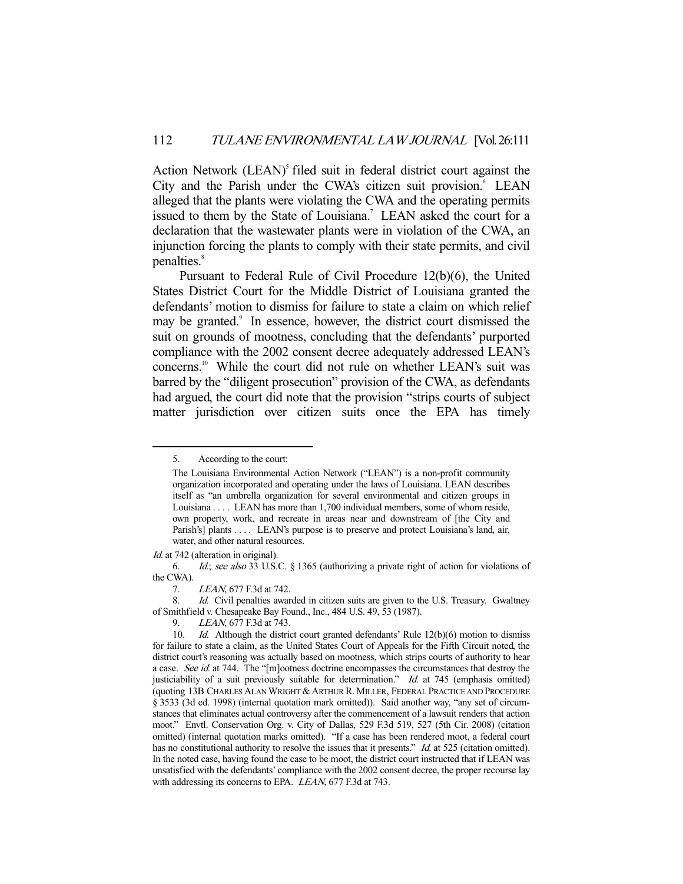Action Network (LEAN)[5] filed suit in federal district court against the City and the Parish under the CWA's citizen suit provision.[6] LEAN alleged that the plants were violating the CWA and the operating permits issued to them by the State of Louisiana.[7] LEAN asked the court for a declaration that the wastewater plants were in violation of the CWA, an injunction forcing the plants to comply with their state permits, and civil penalties.[8]

Pursuant to Federal Rule of Civil Procedure 12(b)(6), the United States District Court for the Middle District of Louisiana granted the defendants' motion to dismiss for failure to state a claim on which relief may be granted.[9] In essence, however, the district court dismissed the suit on grounds of mootness, concluding that the defendants' purported compliance with the 2002 consent decree adequately addressed LEAN's concerns.[10] While the court did not rule on whether LEAN's suit was barred by the "diligent prosecution" provision of the CWA, as defendants had argued, the court did note that the provision "strips courts of subject matter jurisdiction over citizen suits once the EPA has timely

---

5. According to the court:

> The Louisiana Environmental Action Network ("LEAN") is a non-profit community organization incorporated and operating under the laws of Louisiana. LEAN describes itself as "an umbrella organization for several environmental and citizen groups in Louisiana . . . . LEAN has more than 1,700 individual members, some of whom reside, own property, work, and recreate in areas near and downstream of [the City and Parish's] plants . . . . LEAN's purpose is to preserve and protect Louisiana's land, air, water, and other natural resources.

*Id.* at 742 (alteration in original).

6. *Id.*; *see also* 33 U.S.C. § 1365 (authorizing a private right of action for violations of the CWA).

7. *LEAN*, 677 F.3d at 742.

8. *Id.* Civil penalties awarded in citizen suits are given to the U.S. Treasury. Gwaltney of Smithfield v. Chesapeake Bay Found., Inc., 484 U.S. 49, 53 (1987).

9. *LEAN*, 677 F.3d at 743.

10. *Id.* Although the district court granted defendants' Rule 12(b)(6) motion to dismiss for failure to state a claim, as the United States Court of Appeals for the Fifth Circuit noted, the district court's reasoning was actually based on mootness, which strips courts of authority to hear a case. *See id.* at 744. The "[m]ootness doctrine encompasses the circumstances that destroy the justiciability of a suit previously suitable for determination." *Id.* at 745 (emphasis omitted) (quoting 13B CHARLES ALAN WRIGHT & ARTHUR R. MILLER, FEDERAL PRACTICE AND PROCEDURE § 3533 (3d ed. 1998) (internal quotation mark omitted)). Said another way, "any set of circumstances that eliminates actual controversy after the commencement of a lawsuit renders that action moot." Envtl. Conservation Org. v. City of Dallas, 529 F.3d 519, 527 (5th Cir. 2008) (citation omitted) (internal quotation marks omitted). "If a case has been rendered moot, a federal court has no constitutional authority to resolve the issues that it presents." *Id.* at 525 (citation omitted). In the noted case, having found the case to be moot, the district court instructed that if LEAN was unsatisfied with the defendants' compliance with the 2002 consent decree, the proper recourse lay with addressing its concerns to EPA. *LEAN*, 677 F.3d at 743.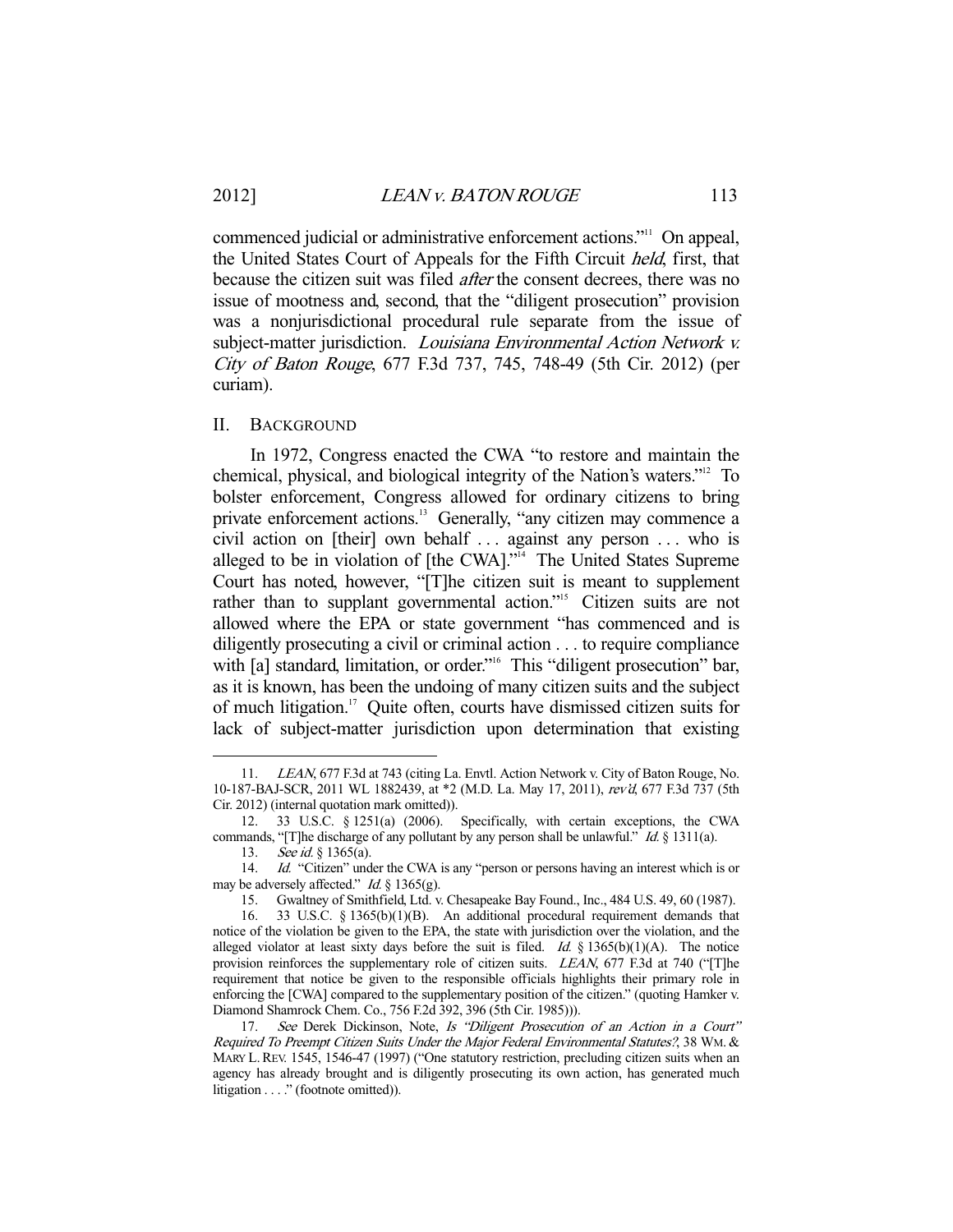commenced judicial or administrative enforcement actions."[11] On appeal, the United States Court of Appeals for the Fifth Circuit *held*, first, that because the citizen suit was filed *after* the consent decrees, there was no issue of mootness and, second, that the "diligent prosecution" provision was a nonjurisdictional procedural rule separate from the issue of subject-matter jurisdiction. *Louisiana Environmental Action Network v. City of Baton Rouge*, 677 F.3d 737, 745, 748-49 (5th Cir. 2012) (per curiam).

## II. BACKGROUND

In 1972, Congress enacted the CWA "to restore and maintain the chemical, physical, and biological integrity of the Nation's waters."[12] To bolster enforcement, Congress allowed for ordinary citizens to bring private enforcement actions.[13] Generally, "any citizen may commence a civil action on [their] own behalf . . . against any person . . . who is alleged to be in violation of [the CWA]."[14] The United States Supreme Court has noted, however, "[T]he citizen suit is meant to supplement rather than to supplant governmental action."[15] Citizen suits are not allowed where the EPA or state government "has commenced and is diligently prosecuting a civil or criminal action . . . to require compliance with [a] standard, limitation, or order."[16] This "diligent prosecution" bar, as it is known, has been the undoing of many citizen suits and the subject of much litigation.[17] Quite often, courts have dismissed citizen suits for lack of subject-matter jurisdiction upon determination that existing

---

11. *LEAN*, 677 F.3d at 743 (citing La. Envtl. Action Network v. City of Baton Rouge, No. 10-187-BAJ-SCR, 2011 WL 1882439, at *2 (M.D. La. May 17, 2011), *rev'd*, 677 F.3d 737 (5th Cir. 2012) (internal quotation mark omitted)).

12. 33 U.S.C. § 1251(a) (2006). Specifically, with certain exceptions, the CWA commands, "[T]he discharge of any pollutant by any person shall be unlawful." *Id.* § 1311(a).

13. *See id.* § 1365(a).

14. *Id.* "Citizen" under the CWA is any "person or persons having an interest which is or may be adversely affected." *Id.* § 1365(g).

15. Gwaltney of Smithfield, Ltd. v. Chesapeake Bay Found., Inc., 484 U.S. 49, 60 (1987).

16. 33 U.S.C. § 1365(b)(1)(B). An additional procedural requirement demands that notice of the violation be given to the EPA, the state with jurisdiction over the violation, and the alleged violator at least sixty days before the suit is filed. *Id.* § 1365(b)(1)(A). The notice provision reinforces the supplementary role of citizen suits. *LEAN*, 677 F.3d at 740 ("[T]he requirement that notice be given to the responsible officials highlights their primary role in enforcing the [CWA] compared to the supplementary position of the citizen." (quoting Hamker v. Diamond Shamrock Chem. Co., 756 F.2d 392, 396 (5th Cir. 1985))).

17. *See* Derek Dickinson, Note, *Is "Diligent Prosecution of an Action in a Court" Required To Preempt Citizen Suits Under the Major Federal Environmental Statutes?*, 38 WM. & MARY L. REV. 1545, 1546-47 (1997) ("One statutory restriction, precluding citizen suits when an agency has already brought and is diligently prosecuting its own action, has generated much litigation . . . ." (footnote omitted)).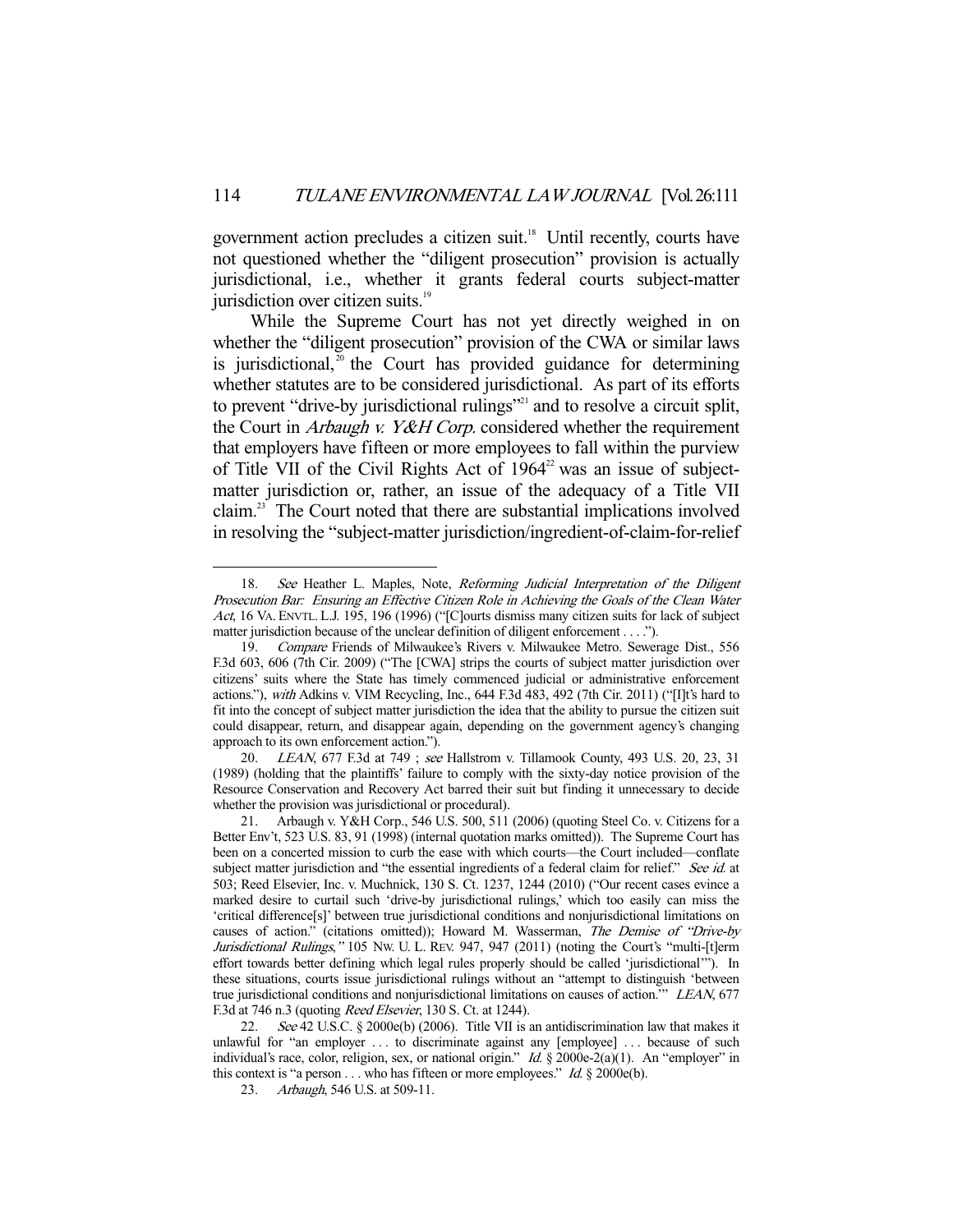government action precludes a citizen suit.[18] Until recently, courts have not questioned whether the "diligent prosecution" provision is actually jurisdictional, i.e., whether it grants federal courts subject-matter jurisdiction over citizen suits.[19]

While the Supreme Court has not yet directly weighed in on whether the "diligent prosecution" provision of the CWA or similar laws is jurisdictional,[20] the Court has provided guidance for determining whether statutes are to be considered jurisdictional. As part of its efforts to prevent "drive-by jurisdictional rulings"[21] and to resolve a circuit split, the Court in *Arbaugh v. Y&H Corp.* considered whether the requirement that employers have fifteen or more employees to fall within the purview of Title VII of the Civil Rights Act of 1964[22] was an issue of subject-matter jurisdiction or, rather, an issue of the adequacy of a Title VII claim.[23] The Court noted that there are substantial implications involved in resolving the "subject-matter jurisdiction/ingredient-of-claim-for-relief

---

18. *See* Heather L. Maples, Note, *Reforming Judicial Interpretation of the Diligent Prosecution Bar: Ensuring an Effective Citizen Role in Achieving the Goals of the Clean Water Act*, 16 VA. ENVTL. L.J. 195, 196 (1996) ("[C]ourts dismiss many citizen suits for lack of subject matter jurisdiction because of the unclear definition of diligent enforcement . . . .").

19. *Compare* Friends of Milwaukee's Rivers v. Milwaukee Metro. Sewerage Dist., 556 F.3d 603, 606 (7th Cir. 2009) ("The [CWA] strips the courts of subject matter jurisdiction over citizens' suits where the State has timely commenced judicial or administrative enforcement actions."), *with* Adkins v. VIM Recycling, Inc., 644 F.3d 483, 492 (7th Cir. 2011) ("[I]t's hard to fit into the concept of subject matter jurisdiction the idea that the ability to pursue the citizen suit could disappear, return, and disappear again, depending on the government agency's changing approach to its own enforcement action.").

20. *LEAN*, 677 F.3d at 749 ; *see* Hallstrom v. Tillamook County, 493 U.S. 20, 23, 31 (1989) (holding that the plaintiffs' failure to comply with the sixty-day notice provision of the Resource Conservation and Recovery Act barred their suit but finding it unnecessary to decide whether the provision was jurisdictional or procedural).

21. Arbaugh v. Y&H Corp., 546 U.S. 500, 511 (2006) (quoting Steel Co. v. Citizens for a Better Env't, 523 U.S. 83, 91 (1998) (internal quotation marks omitted)). The Supreme Court has been on a concerted mission to curb the ease with which courts—the Court included—conflate subject matter jurisdiction and "the essential ingredients of a federal claim for relief." *See id.* at 503; Reed Elsevier, Inc. v. Muchnick, 130 S. Ct. 1237, 1244 (2010) ("Our recent cases evince a marked desire to curtail such 'drive-by jurisdictional rulings,' which too easily can miss the 'critical difference[s]' between true jurisdictional conditions and nonjurisdictional limitations on causes of action." (citations omitted)); Howard M. Wasserman, *The Demise of "Drive-by Jurisdictional Rulings*,*"* 105 NW. U. L. REV. 947, 947 (2011) (noting the Court's "multi-[t]erm effort towards better defining which legal rules properly should be called 'jurisdictional'"). In these situations, courts issue jurisdictional rulings without an "attempt to distinguish 'between true jurisdictional conditions and nonjurisdictional limitations on causes of action.'" *LEAN*, 677 F.3d at 746 n.3 (quoting *Reed Elsevier*, 130 S. Ct. at 1244).

22. *See* 42 U.S.C. § 2000e(b) (2006). Title VII is an antidiscrimination law that makes it unlawful for "an employer . . . to discriminate against any [employee] . . . because of such individual's race, color, religion, sex, or national origin." *Id.* § 2000e-2(a)(1). An "employer" in this context is "a person . . . who has fifteen or more employees." *Id.* § 2000e(b).

23. *Arbaugh*, 546 U.S. at 509-11.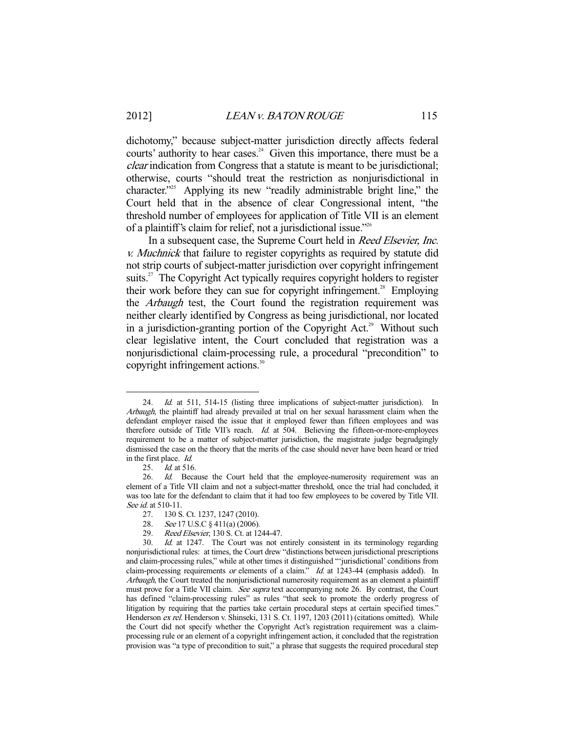dichotomy," because subject-matter jurisdiction directly affects federal courts' authority to hear cases.[24] Given this importance, there must be a *clear* indication from Congress that a statute is meant to be jurisdictional; otherwise, courts "should treat the restriction as nonjurisdictional in character."[25] Applying its new "readily administrable bright line," the Court held that in the absence of clear Congressional intent, "the threshold number of employees for application of Title VII is an element of a plaintiff's claim for relief, not a jurisdictional issue."[26]

In a subsequent case, the Supreme Court held in *Reed Elsevier, Inc. v. Muchnick* that failure to register copyrights as required by statute did not strip courts of subject-matter jurisdiction over copyright infringement suits.[27] The Copyright Act typically requires copyright holders to register their work before they can sue for copyright infringement.[28] Employing the *Arbaugh* test, the Court found the registration requirement was neither clearly identified by Congress as being jurisdictional, nor located in a jurisdiction-granting portion of the Copyright Act.[29] Without such clear legislative intent, the Court concluded that registration was a nonjurisdictional claim-processing rule, a procedural "precondition" to copyright infringement actions.[30]

---

24. *Id.* at 511, 514-15 (listing three implications of subject-matter jurisdiction). In *Arbaugh*, the plaintiff had already prevailed at trial on her sexual harassment claim when the defendant employer raised the issue that it employed fewer than fifteen employees and was therefore outside of Title VII's reach. *Id.* at 504. Believing the fifteen-or-more-employees requirement to be a matter of subject-matter jurisdiction, the magistrate judge begrudgingly dismissed the case on the theory that the merits of the case should never have been heard or tried in the first place. *Id.*

25. *Id.* at 516.

26. *Id.* Because the Court held that the employee-numerosity requirement was an element of a Title VII claim and not a subject-matter threshold, once the trial had concluded, it was too late for the defendant to claim that it had too few employees to be covered by Title VII. *See id.* at 510-11.

27. 130 S. Ct. 1237, 1247 (2010).

28. *See* 17 U.S.C § 411(a) (2006).

29. *Reed Elsevier*, 130 S. Ct. at 1244-47.

30. *Id.* at 1247. The Court was not entirely consistent in its terminology regarding nonjurisdictional rules: at times, the Court drew "distinctions between jurisdictional prescriptions and claim-processing rules," while at other times it distinguished "'jurisdictional' conditions from claim-processing requirements *or* elements of a claim." *Id.* at 1243-44 (emphasis added). In *Arbaugh*, the Court treated the nonjurisdictional numerosity requirement as an element a plaintiff must prove for a Title VII claim. *See supra* text accompanying note 26. By contrast, the Court has defined "claim-processing rules" as rules "that seek to promote the orderly progress of litigation by requiring that the parties take certain procedural steps at certain specified times." Henderson *ex rel.* Henderson v. Shinseki, 131 S. Ct. 1197, 1203 (2011) (citations omitted). While the Court did not specify whether the Copyright Act's registration requirement was a claim-processing rule or an element of a copyright infringement action, it concluded that the registration provision was "a type of precondition to suit," a phrase that suggests the required procedural step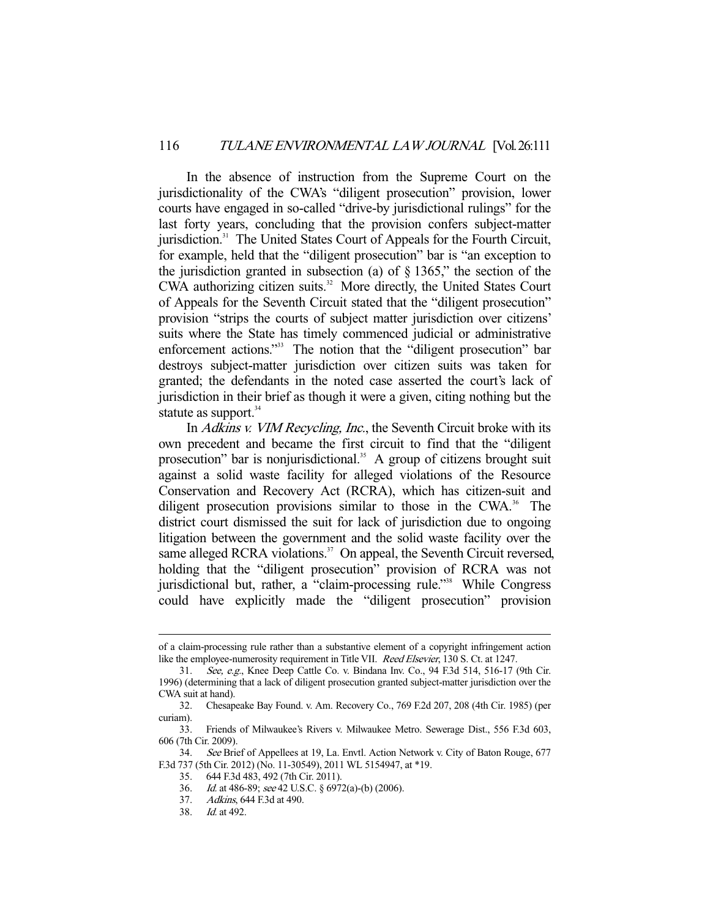In the absence of instruction from the Supreme Court on the jurisdictionality of the CWA's "diligent prosecution" provision, lower courts have engaged in so-called "drive-by jurisdictional rulings" for the last forty years, concluding that the provision confers subject-matter jurisdiction.[31] The United States Court of Appeals for the Fourth Circuit, for example, held that the "diligent prosecution" bar is "an exception to the jurisdiction granted in subsection (a) of § 1365," the section of the CWA authorizing citizen suits.[32] More directly, the United States Court of Appeals for the Seventh Circuit stated that the "diligent prosecution" provision "strips the courts of subject matter jurisdiction over citizens' suits where the State has timely commenced judicial or administrative enforcement actions."[33] The notion that the "diligent prosecution" bar destroys subject-matter jurisdiction over citizen suits was taken for granted; the defendants in the noted case asserted the court's lack of jurisdiction in their brief as though it were a given, citing nothing but the statute as support.[34]

In *Adkins v. VIM Recycling, Inc.*, the Seventh Circuit broke with its own precedent and became the first circuit to find that the "diligent prosecution" bar is nonjurisdictional.[35] A group of citizens brought suit against a solid waste facility for alleged violations of the Resource Conservation and Recovery Act (RCRA), which has citizen-suit and diligent prosecution provisions similar to those in the CWA.[36] The district court dismissed the suit for lack of jurisdiction due to ongoing litigation between the government and the solid waste facility over the same alleged RCRA violations.[37] On appeal, the Seventh Circuit reversed, holding that the "diligent prosecution" provision of RCRA was not jurisdictional but, rather, a "claim-processing rule."[38] While Congress could have explicitly made the "diligent prosecution" provision

---

of a claim-processing rule rather than a substantive element of a copyright infringement action like the employee-numerosity requirement in Title VII. *Reed Elsevier*, 130 S. Ct. at 1247.

31. *See, e.g.*, Knee Deep Cattle Co. v. Bindana Inv. Co., 94 F.3d 514, 516-17 (9th Cir. 1996) (determining that a lack of diligent prosecution granted subject-matter jurisdiction over the CWA suit at hand).

32. Chesapeake Bay Found. v. Am. Recovery Co., 769 F.2d 207, 208 (4th Cir. 1985) (per curiam).

33. Friends of Milwaukee's Rivers v. Milwaukee Metro. Sewerage Dist., 556 F.3d 603, 606 (7th Cir. 2009).

34. *See* Brief of Appellees at 19, La. Envtl. Action Network v. City of Baton Rouge, 677 F.3d 737 (5th Cir. 2012) (No. 11-30549), 2011 WL 5154947, at \*19.

35. 644 F.3d 483, 492 (7th Cir. 2011).

36. *Id.* at 486-89; *see* 42 U.S.C. § 6972(a)-(b) (2006).

37. *Adkins*, 644 F.3d at 490.

38. *Id.* at 492.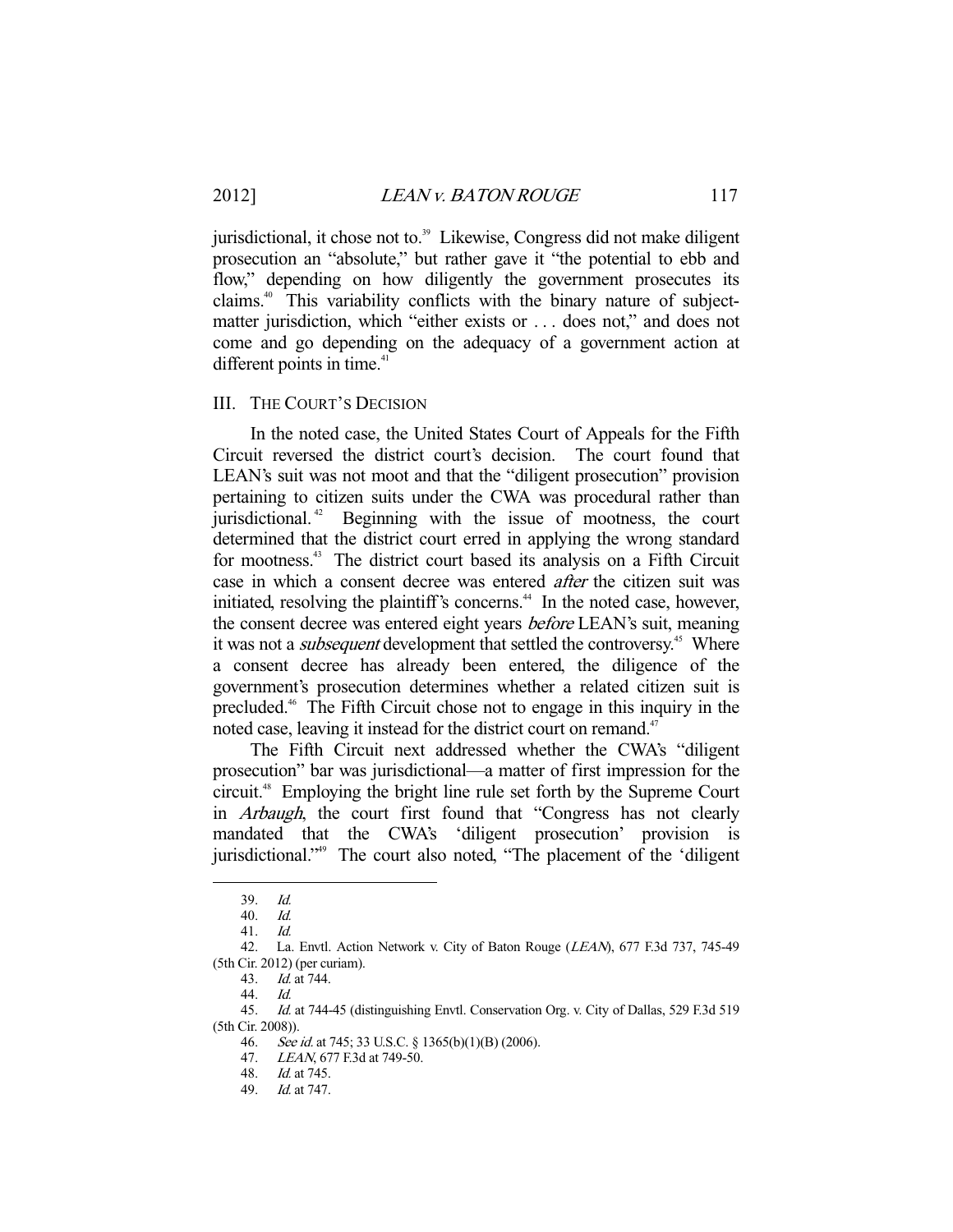jurisdictional, it chose not to.[39] Likewise, Congress did not make diligent prosecution an "absolute," but rather gave it "the potential to ebb and flow," depending on how diligently the government prosecutes its claims.[40] This variability conflicts with the binary nature of subject-matter jurisdiction, which "either exists or . . . does not," and does not come and go depending on the adequacy of a government action at different points in time.[41]

## III. THE COURT'S DECISION

In the noted case, the United States Court of Appeals for the Fifth Circuit reversed the district court's decision. The court found that LEAN's suit was not moot and that the "diligent prosecution" provision pertaining to citizen suits under the CWA was procedural rather than jurisdictional.[42] Beginning with the issue of mootness, the court determined that the district court erred in applying the wrong standard for mootness.[43] The district court based its analysis on a Fifth Circuit case in which a consent decree was entered *after* the citizen suit was initiated, resolving the plaintiff's concerns.[44] In the noted case, however, the consent decree was entered eight years *before* LEAN's suit, meaning it was not a *subsequent* development that settled the controversy.[45] Where a consent decree has already been entered, the diligence of the government's prosecution determines whether a related citizen suit is precluded.[46] The Fifth Circuit chose not to engage in this inquiry in the noted case, leaving it instead for the district court on remand.[47]

The Fifth Circuit next addressed whether the CWA's "diligent prosecution" bar was jurisdictional—a matter of first impression for the circuit.[48] Employing the bright line rule set forth by the Supreme Court in *Arbaugh*, the court first found that "Congress has not clearly mandated that the CWA's 'diligent prosecution' provision is jurisdictional."[49] The court also noted, "The placement of the 'diligent

---

39. *Id.*

40. *Id.*

41. *Id.*

42. La. Envtl. Action Network v. City of Baton Rouge (*LEAN*), 677 F.3d 737, 745-49 (5th Cir. 2012) (per curiam).

43. *Id.* at 744.

44. *Id.*

45. *Id.* at 744-45 (distinguishing Envtl. Conservation Org. v. City of Dallas, 529 F.3d 519 (5th Cir. 2008)).

46. *See id.* at 745; 33 U.S.C. § 1365(b)(1)(B) (2006).

47. *LEAN*, 677 F.3d at 749-50.

48. *Id.* at 745.

49. *Id.* at 747.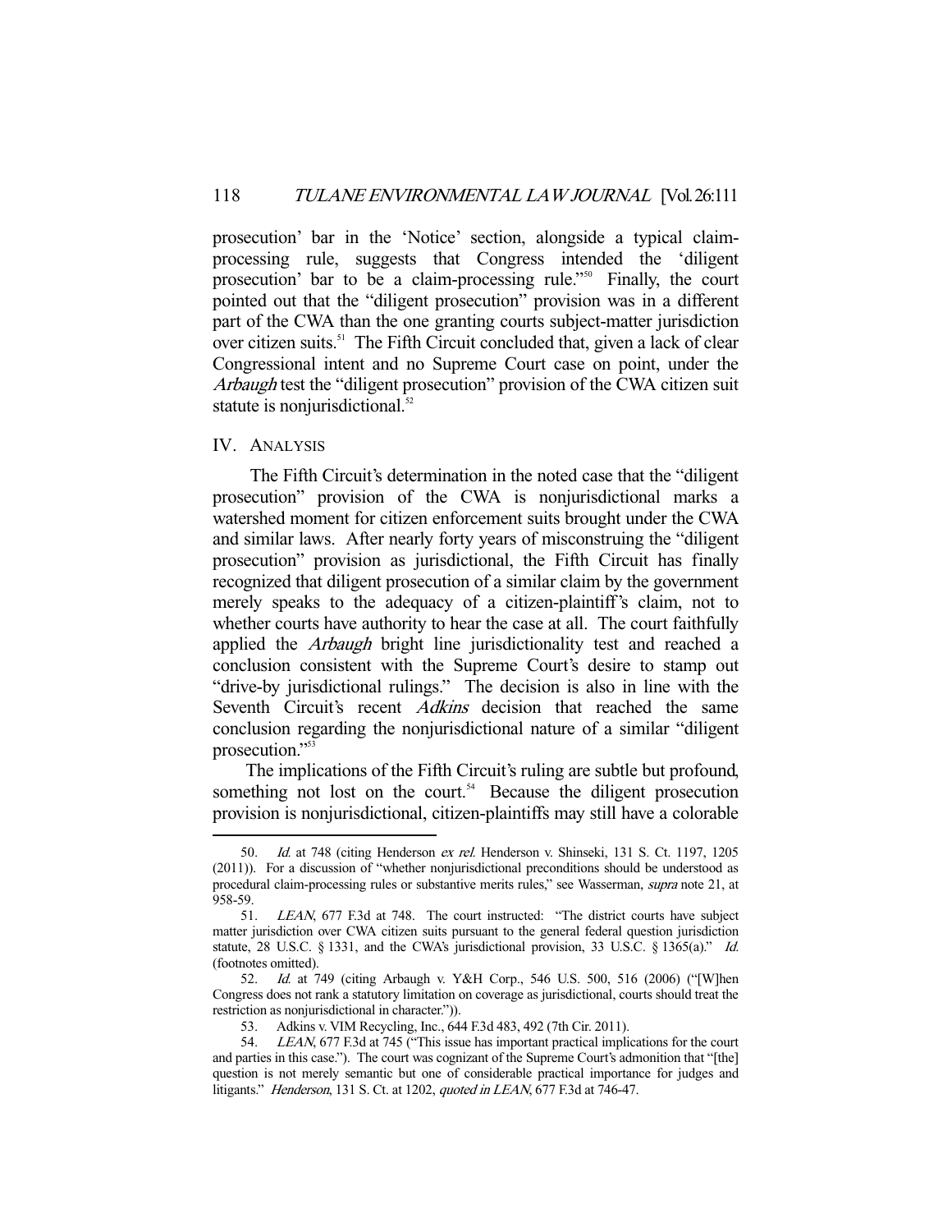prosecution' bar in the 'Notice' section, alongside a typical claim-processing rule, suggests that Congress intended the 'diligent prosecution' bar to be a claim-processing rule."[50] Finally, the court pointed out that the "diligent prosecution" provision was in a different part of the CWA than the one granting courts subject-matter jurisdiction over citizen suits.[51] The Fifth Circuit concluded that, given a lack of clear Congressional intent and no Supreme Court case on point, under the *Arbaugh* test the "diligent prosecution" provision of the CWA citizen suit statute is nonjurisdictional.[52]

## IV. Analysis

The Fifth Circuit's determination in the noted case that the "diligent prosecution" provision of the CWA is nonjurisdictional marks a watershed moment for citizen enforcement suits brought under the CWA and similar laws. After nearly forty years of misconstruing the "diligent prosecution" provision as jurisdictional, the Fifth Circuit has finally recognized that diligent prosecution of a similar claim by the government merely speaks to the adequacy of a citizen-plaintiff's claim, not to whether courts have authority to hear the case at all. The court faithfully applied the *Arbaugh* bright line jurisdictionality test and reached a conclusion consistent with the Supreme Court's desire to stamp out "drive-by jurisdictional rulings." The decision is also in line with the Seventh Circuit's recent *Adkins* decision that reached the same conclusion regarding the nonjurisdictional nature of a similar "diligent prosecution."[53]

The implications of the Fifth Circuit's ruling are subtle but profound, something not lost on the court.[54] Because the diligent prosecution provision is nonjurisdictional, citizen-plaintiffs may still have a colorable

---

50. *Id.* at 748 (citing Henderson *ex rel.* Henderson v. Shinseki, 131 S. Ct. 1197, 1205 (2011)). For a discussion of "whether nonjurisdictional preconditions should be understood as procedural claim-processing rules or substantive merits rules," see Wasserman, *supra* note 21, at 958-59.

51. *LEAN*, 677 F.3d at 748. The court instructed: "The district courts have subject matter jurisdiction over CWA citizen suits pursuant to the general federal question jurisdiction statute, 28 U.S.C. § 1331, and the CWA's jurisdictional provision, 33 U.S.C. § 1365(a)." *Id.* (footnotes omitted).

52. *Id.* at 749 (citing Arbaugh v. Y&H Corp., 546 U.S. 500, 516 (2006) ("[W]hen Congress does not rank a statutory limitation on coverage as jurisdictional, courts should treat the restriction as nonjurisdictional in character.")).

53. Adkins v. VIM Recycling, Inc., 644 F.3d 483, 492 (7th Cir. 2011).

54. *LEAN*, 677 F.3d at 745 ("This issue has important practical implications for the court and parties in this case."). The court was cognizant of the Supreme Court's admonition that "[the] question is not merely semantic but one of considerable practical importance for judges and litigants." *Henderson*, 131 S. Ct. at 1202, *quoted in LEAN*, 677 F.3d at 746-47.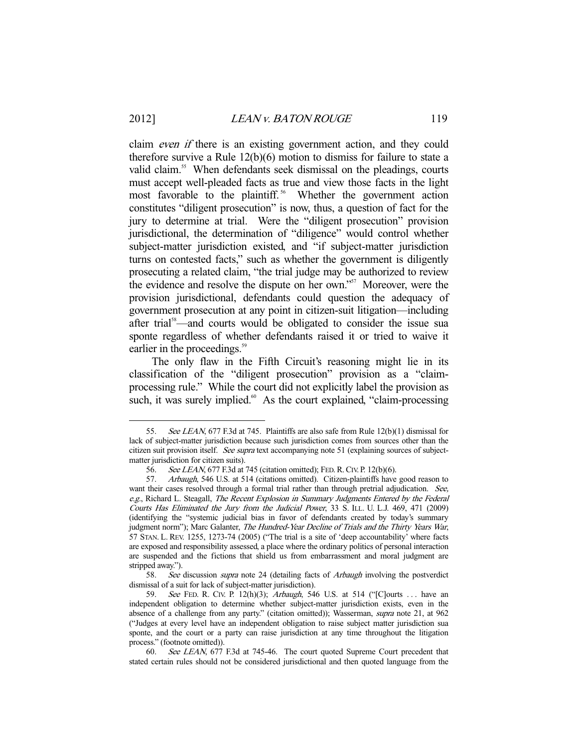claim *even if* there is an existing government action, and they could therefore survive a Rule 12(b)(6) motion to dismiss for failure to state a valid claim.[55] When defendants seek dismissal on the pleadings, courts must accept well-pleaded facts as true and view those facts in the light most favorable to the plaintiff.[56] Whether the government action constitutes "diligent prosecution" is now, thus, a question of fact for the jury to determine at trial. Were the "diligent prosecution" provision jurisdictional, the determination of "diligence" would control whether subject-matter jurisdiction existed, and "if subject-matter jurisdiction turns on contested facts," such as whether the government is diligently prosecuting a related claim, "the trial judge may be authorized to review the evidence and resolve the dispute on her own."[57] Moreover, were the provision jurisdictional, defendants could question the adequacy of government prosecution at any point in citizen-suit litigation—including after trial[58]—and courts would be obligated to consider the issue sua sponte regardless of whether defendants raised it or tried to waive it earlier in the proceedings.[59]

The only flaw in the Fifth Circuit's reasoning might lie in its classification of the "diligent prosecution" provision as a "claim-processing rule." While the court did not explicitly label the provision as such, it was surely implied.[60] As the court explained, "claim-processing

---

55. *See LEAN*, 677 F.3d at 745. Plaintiffs are also safe from Rule 12(b)(1) dismissal for lack of subject-matter jurisdiction because such jurisdiction comes from sources other than the citizen suit provision itself. *See supra* text accompanying note 51 (explaining sources of subject-matter jurisdiction for citizen suits).

56. *See LEAN*, 677 F.3d at 745 (citation omitted); FED. R. CIV. P. 12(b)(6).

57. *Arbaugh*, 546 U.S. at 514 (citations omitted). Citizen-plaintiffs have good reason to want their cases resolved through a formal trial rather than through pretrial adjudication. *See, e.g.*, Richard L. Steagall, *The Recent Explosion in Summary Judgments Entered by the Federal Courts Has Eliminated the Jury from the Judicial Power*, 33 S. ILL. U. L.J. 469, 471 (2009) (identifying the "systemic judicial bias in favor of defendants created by today's summary judgment norm"); Marc Galanter, *The Hundred-Year Decline of Trials and the Thirty Years War*, 57 STAN. L. REV. 1255, 1273-74 (2005) ("The trial is a site of 'deep accountability' where facts are exposed and responsibility assessed, a place where the ordinary politics of personal interaction are suspended and the fictions that shield us from embarrassment and moral judgment are stripped away.").

58. *See* discussion *supra* note 24 (detailing facts of *Arbaugh* involving the postverdict dismissal of a suit for lack of subject-matter jurisdiction).

59. *See* FED. R. CIV. P. 12(h)(3); *Arbaugh*, 546 U.S. at 514 ("[C]ourts . . . have an independent obligation to determine whether subject-matter jurisdiction exists, even in the absence of a challenge from any party." (citation omitted)); Wasserman, *supra* note 21, at 962 ("Judges at every level have an independent obligation to raise subject matter jurisdiction sua sponte, and the court or a party can raise jurisdiction at any time throughout the litigation process." (footnote omitted)).

60. *See LEAN*, 677 F.3d at 745-46. The court quoted Supreme Court precedent that stated certain rules should not be considered jurisdictional and then quoted language from the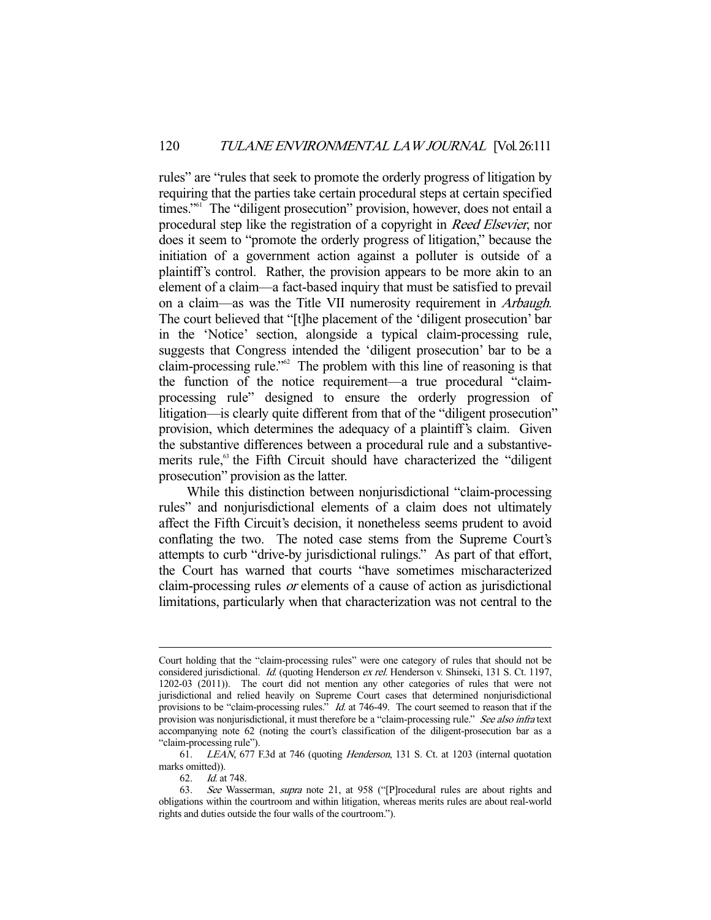rules" are "rules that seek to promote the orderly progress of litigation by requiring that the parties take certain procedural steps at certain specified times."[61] The "diligent prosecution" provision, however, does not entail a procedural step like the registration of a copyright in *Reed Elsevier*, nor does it seem to "promote the orderly progress of litigation," because the initiation of a government action against a polluter is outside of a plaintiff's control. Rather, the provision appears to be more akin to an element of a claim—a fact-based inquiry that must be satisfied to prevail on a claim—as was the Title VII numerosity requirement in *Arbaugh*. The court believed that "[t]he placement of the 'diligent prosecution' bar in the 'Notice' section, alongside a typical claim-processing rule, suggests that Congress intended the 'diligent prosecution' bar to be a claim-processing rule."[62] The problem with this line of reasoning is that the function of the notice requirement—a true procedural "claim-processing rule" designed to ensure the orderly progression of litigation—is clearly quite different from that of the "diligent prosecution" provision, which determines the adequacy of a plaintiff's claim. Given the substantive differences between a procedural rule and a substantive-merits rule,[63] the Fifth Circuit should have characterized the "diligent prosecution" provision as the latter.

While this distinction between nonjurisdictional "claim-processing rules" and nonjurisdictional elements of a claim does not ultimately affect the Fifth Circuit's decision, it nonetheless seems prudent to avoid conflating the two. The noted case stems from the Supreme Court's attempts to curb "drive-by jurisdictional rulings." As part of that effort, the Court has warned that courts "have sometimes mischaracterized claim-processing rules *or* elements of a cause of action as jurisdictional limitations, particularly when that characterization was not central to the

---

Court holding that the "claim-processing rules" were one category of rules that should not be considered jurisdictional. *Id.* (quoting Henderson *ex rel.* Henderson v. Shinseki, 131 S. Ct. 1197, 1202-03 (2011)). The court did not mention any other categories of rules that were not jurisdictional and relied heavily on Supreme Court cases that determined nonjurisdictional provisions to be "claim-processing rules." *Id.* at 746-49. The court seemed to reason that if the provision was nonjurisdictional, it must therefore be a "claim-processing rule." *See also infra* text accompanying note 62 (noting the court's classification of the diligent-prosecution bar as a "claim-processing rule").

61. *LEAN*, 677 F.3d at 746 (quoting *Henderson*, 131 S. Ct. at 1203 (internal quotation marks omitted)).

62. *Id.* at 748.

63. *See* Wasserman, *supra* note 21, at 958 ("[P]rocedural rules are about rights and obligations within the courtroom and within litigation, whereas merits rules are about real-world rights and duties outside the four walls of the courtroom.").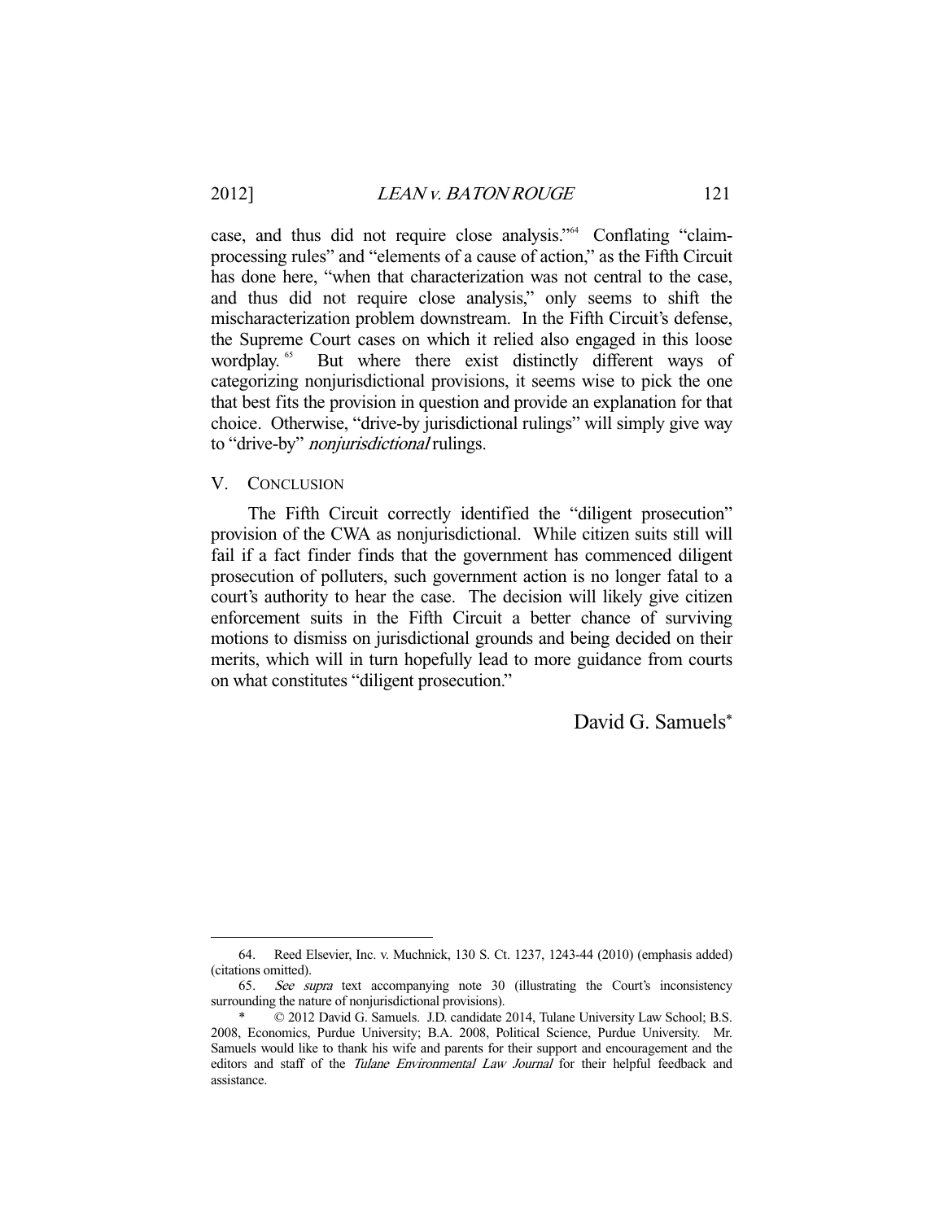case, and thus did not require close analysis."[64] Conflating "claim-processing rules" and "elements of a cause of action," as the Fifth Circuit has done here, "when that characterization was not central to the case, and thus did not require close analysis," only seems to shift the mischaracterization problem downstream. In the Fifth Circuit's defense, the Supreme Court cases on which it relied also engaged in this loose wordplay.[65] But where there exist distinctly different ways of categorizing nonjurisdictional provisions, it seems wise to pick the one that best fits the provision in question and provide an explanation for that choice. Otherwise, "drive-by jurisdictional rulings" will simply give way to "drive-by" *nonjurisdictional* rulings.

## V. Conclusion

The Fifth Circuit correctly identified the "diligent prosecution" provision of the CWA as nonjurisdictional. While citizen suits still will fail if a fact finder finds that the government has commenced diligent prosecution of polluters, such government action is no longer fatal to a court's authority to hear the case. The decision will likely give citizen enforcement suits in the Fifth Circuit a better chance of surviving motions to dismiss on jurisdictional grounds and being decided on their merits, which will in turn hopefully lead to more guidance from courts on what constitutes "diligent prosecution."

David G. Samuels*

---

64. Reed Elsevier, Inc. v. Muchnick, 130 S. Ct. 1237, 1243-44 (2010) (emphasis added) (citations omitted).

65. *See supra* text accompanying note 30 (illustrating the Court's inconsistency surrounding the nature of nonjurisdictional provisions).

\* © 2012 David G. Samuels. J.D. candidate 2014, Tulane University Law School; B.S. 2008, Economics, Purdue University; B.A. 2008, Political Science, Purdue University. Mr. Samuels would like to thank his wife and parents for their support and encouragement and the editors and staff of the *Tulane Environmental Law Journal* for their helpful feedback and assistance.